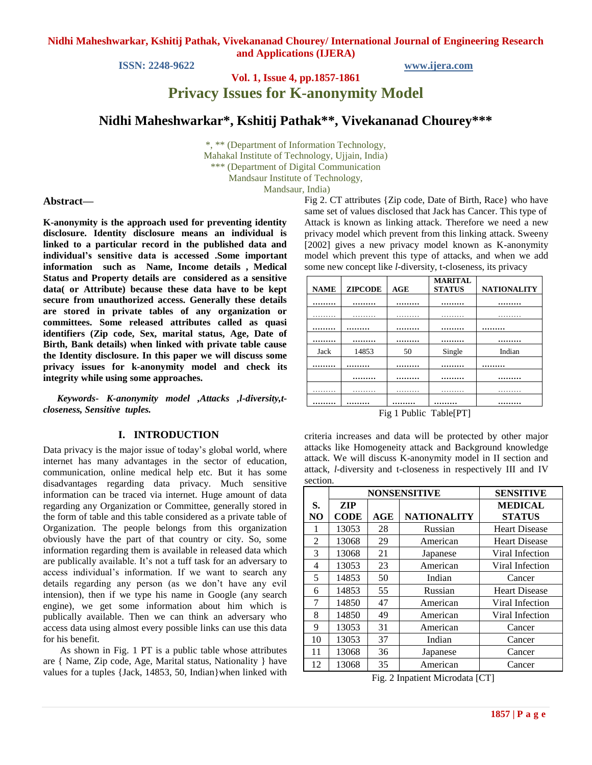# Privacy Issues for K-anonymity Model

## Nidhi Maheshwarkar*, Kshitij Pathak**, Vivekananad Chourey***

*, ** (Department of Information Technology, Mahakal Institute of Technology, Ujjain, India)
*** (Department of Digital Communication Mandsaur Institute of Technology, Mandsaur, India)

**Abstract—**

**K-anonymity is the approach used for preventing identity disclosure. Identity disclosure means an individual is linked to a particular record in the published data and individual's sensitive data is accessed .Some important information such as Name, Income details , Medical Status and Property details are considered as a sensitive data( or Attribute) because these data have to be kept secure from unauthorized access. Generally these details are stored in private tables of any organization or committees. Some released attributes called as quasi identifiers (Zip code, Sex, marital status, Age, Date of Birth, Bank details) when linked with private table cause the Identity disclosure. In this paper we will discuss some privacy issues for k-anonymity model and check its integrity while using some approaches.**

***Keywords- K-anonymity model ,Attacks ,l-diversity,t-closeness, Sensitive tuples.***

## I. INTRODUCTION

Data privacy is the major issue of today's global world, where internet has many advantages in the sector of education, communication, online medical help etc. But it has some disadvantages regarding data privacy. Much sensitive information can be traced via internet. Huge amount of data regarding any Organization or Committee, generally stored in the form of table and this table considered as a private table of Organization. The people belongs from this organization obviously have the part of that country or city. So, some information regarding them is available in released data which are publically available. It's not a tuff task for an adversary to access individual's information. If we want to search any details regarding any person (as we don't have any evil intension), then if we type his name in Google (any search engine), we get some information about him which is publically available. Then we can think an adversary who access data using almost every possible links can use this data for his benefit.

As shown in Fig. 1 PT is a public table whose attributes are { Name, Zip code, Age, Marital status, Nationality } have values for a tuples {Jack, 14853, 50, Indian}when linked with Fig 2. CT attributes {Zip code, Date of Birth, Race} who have same set of values disclosed that Jack has Cancer. This type of Attack is known as linking attack. Therefore we need a new privacy model which prevent from this linking attack. Sweeny [2002] gives a new privacy model known as K-anonymity model which prevent this type of attacks, and when we add some new concept like *l*-diversity, t-closeness, its privacy criteria increases and data will be protected by other major attacks like Homogeneity attack and Background knowledge attack. We will discuss K-anonymity model in II section and attack, *l*-diversity and t-closeness in respectively III and IV section.

| NAME | ZIPCODE | AGE | MARITAL STATUS | NATIONALITY |
|---|---|---|---|---|
| ......... | ......... | ......... | ......... | ......... |
| ......... | ......... | ......... | ......... | ......... |
| ......... | ......... | ......... | ......... | ......... |
| ......... | ......... | ......... | ......... | ......... |
| Jack | 14853 | 50 | Single | Indian |
| ......... | ......... | ......... | ......... | ......... |
| | ......... | ......... | ......... | ......... |
| ......... | ......... | ......... | ......... | ......... |
| ......... | ......... | ......... | ......... | ......... |

Fig 1 Public Table[PT]

| | NONSENSITIVE | | | SENSITIVE |
|---|---|---|---|---|
| S. NO | ZIP CODE | AGE | NATIONALITY | MEDICAL STATUS |
| 1 | 13053 | 28 | Russian | Heart Disease |
| 2 | 13068 | 29 | American | Heart Disease |
| 3 | 13068 | 21 | Japanese | Viral Infection |
| 4 | 13053 | 23 | American | Viral Infection |
| 5 | 14853 | 50 | Indian | Cancer |
| 6 | 14853 | 55 | Russian | Heart Disease |
| 7 | 14850 | 47 | American | Viral Infection |
| 8 | 14850 | 49 | American | Viral Infection |
| 9 | 13053 | 31 | American | Cancer |
| 10 | 13053 | 37 | Indian | Cancer |
| 11 | 13068 | 36 | Japanese | Cancer |
| 12 | 13068 | 35 | American | Cancer |

Fig. 2 Inpatient Microdata [CT]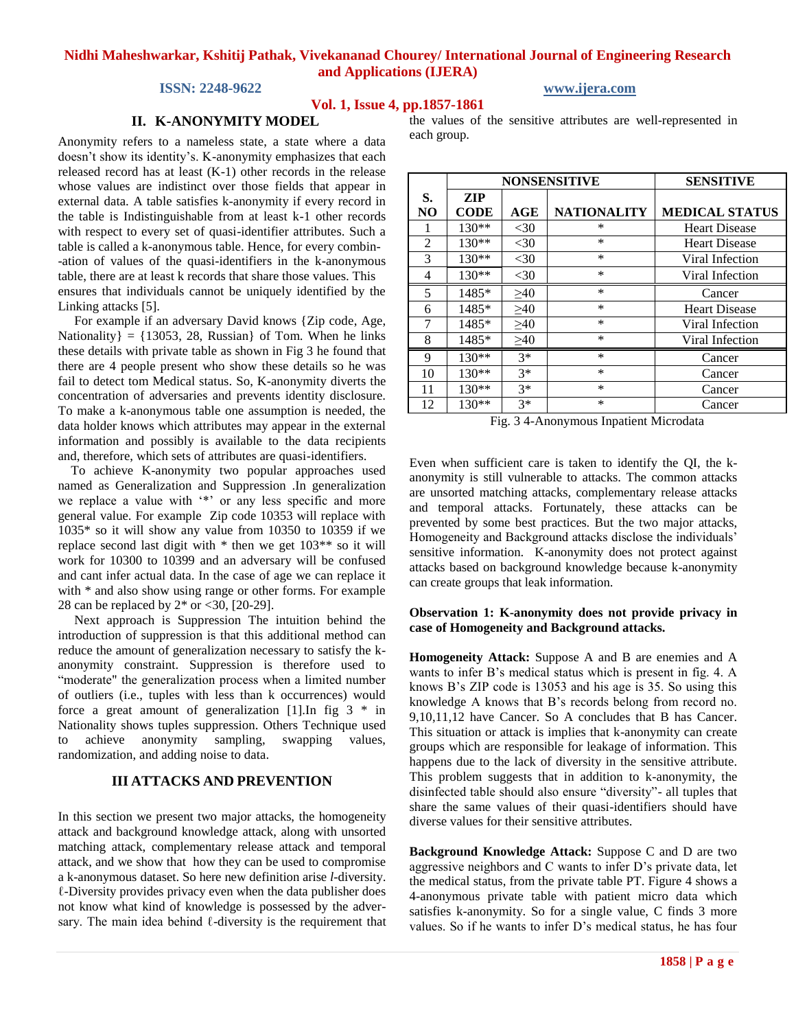## II. K-ANONYMITY MODEL

Anonymity refers to a nameless state, a state where a data doesn't show its identity's. K-anonymity emphasizes that each released record has at least (K-1) other records in the release whose values are indistinct over those fields that appear in external data. A table satisfies k-anonymity if every record in the table is Indistinguishable from at least k-1 other records with respect to every set of quasi-identifier attributes. Such a table is called a k-anonymous table. Hence, for every combination of values of the quasi-identifiers in the k-anonymous table, there are at least k records that share those values. This ensures that individuals cannot be uniquely identified by the Linking attacks [5].

For example if an adversary David knows {Zip code, Age, Nationality} = {13053, 28, Russian} of Tom. When he links these details with private table as shown in Fig 3 he found that there are 4 people present who show these details so he was fail to detect tom Medical status. So, K-anonymity diverts the concentration of adversaries and prevents identity disclosure. To make a k-anonymous table one assumption is needed, the data holder knows which attributes may appear in the external information and possibly is available to the data recipients and, therefore, which sets of attributes are quasi-identifiers.

To achieve K-anonymity two popular approaches used named as Generalization and Suppression .In generalization we replace a value with '*' or any less specific and more general value. For example Zip code 10353 will replace with 1035* so it will show any value from 10350 to 10359 if we replace second last digit with * then we get 103** so it will work for 10300 to 10399 and an adversary will be confused and cant infer actual data. In the case of age we can replace it with * and also show using range or other forms. For example 28 can be replaced by 2* or <30, [20-29].

Next approach is Suppression The intuition behind the introduction of suppression is that this additional method can reduce the amount of generalization necessary to satisfy the k-anonymity constraint. Suppression is therefore used to "moderate" the generalization process when a limited number of outliers (i.e., tuples with less than k occurrences) would force a great amount of generalization [1].In fig 3 * in Nationality shows tuples suppression. Others Technique used to achieve anonymity sampling, swapping values, randomization, and adding noise to data.

## III ATTACKS AND PREVENTION

In this section we present two major attacks, the homogeneity attack and background knowledge attack, along with unsorted matching attack, complementary release attack and temporal attack, and we show that how they can be used to compromise a k-anonymous dataset. So here new definition arise *l*-diversity. ℓ-Diversity provides privacy even when the data publisher does not know what kind of knowledge is possessed by the adversary. The main idea behind ℓ-diversity is the requirement that the values of the sensitive attributes are well-represented in each group.

| | NONSENSITIVE | | | SENSITIVE |
|---|---|---|---|---|
| S. NO | ZIP CODE | AGE | NATIONALITY | MEDICAL STATUS |
| 1 | 130** | <30 | * | Heart Disease |
| 2 | 130** | <30 | * | Heart Disease |
| 3 | 130** | <30 | * | Viral Infection |
| 4 | 130** | <30 | * | Viral Infection |
| 5 | 1485* | ≥40 | * | Cancer |
| 6 | 1485* | ≥40 | * | Heart Disease |
| 7 | 1485* | ≥40 | * | Viral Infection |
| 8 | 1485* | ≥40 | * | Viral Infection |
| 9 | 130** | 3* | * | Cancer |
| 10 | 130** | 3* | * | Cancer |
| 11 | 130** | 3* | * | Cancer |
| 12 | 130** | 3* | * | Cancer |

Fig. 3 4-Anonymous Inpatient Microdata

Even when sufficient care is taken to identify the QI, the k-anonymity is still vulnerable to attacks. The common attacks are unsorted matching attacks, complementary release attacks and temporal attacks. Fortunately, these attacks can be prevented by some best practices. But the two major attacks, Homogeneity and Background attacks disclose the individuals' sensitive information. K-anonymity does not protect against attacks based on background knowledge because k-anonymity can create groups that leak information.

**Observation 1: K-anonymity does not provide privacy in case of Homogeneity and Background attacks.**

**Homogeneity Attack:** Suppose A and B are enemies and A wants to infer B's medical status which is present in fig. 4. A knows B's ZIP code is 13053 and his age is 35. So using this knowledge A knows that B's records belong from record no. 9,10,11,12 have Cancer. So A concludes that B has Cancer. This situation or attack is implies that k-anonymity can create groups which are responsible for leakage of information. This happens due to the lack of diversity in the sensitive attribute. This problem suggests that in addition to k-anonymity, the disinfected table should also ensure "diversity"- all tuples that share the same values of their quasi-identifiers should have diverse values for their sensitive attributes.

**Background Knowledge Attack:** Suppose C and D are two aggressive neighbors and C wants to infer D's private data, let the medical status, from the private table PT. Figure 4 shows a 4-anonymous private table with patient micro data which satisfies k-anonymity. So for a single value, C finds 3 more values. So if he wants to infer D's medical status, he has four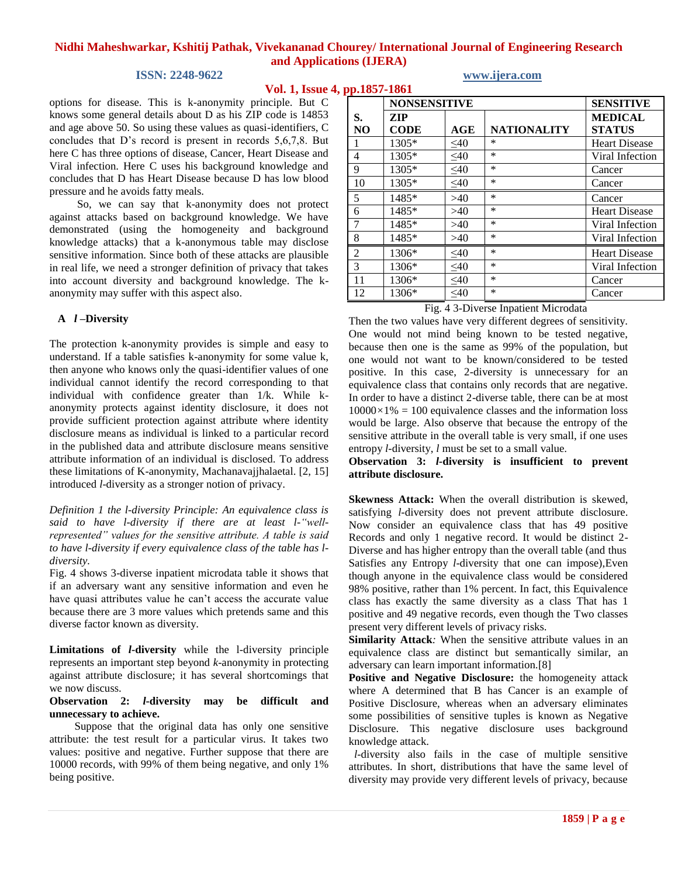options for disease. This is k-anonymity principle. But C knows some general details about D as his ZIP code is 14853 and age above 50. So using these values as quasi-identifiers, C concludes that D's record is present in records 5,6,7,8. But here C has three options of disease, Cancer, Heart Disease and Viral infection. Here C uses his background knowledge and concludes that D has Heart Disease because D has low blood pressure and he avoids fatty meals.

So, we can say that k-anonymity does not protect against attacks based on background knowledge. We have demonstrated (using the homogeneity and background knowledge attacks) that a k-anonymous table may disclose sensitive information. Since both of these attacks are plausible in real life, we need a stronger definition of privacy that takes into account diversity and background knowledge. The k-anonymity may suffer with this aspect also.

### A *l* –Diversity

The protection k-anonymity provides is simple and easy to understand. If a table satisfies k-anonymity for some value k, then anyone who knows only the quasi-identifier values of one individual cannot identify the record corresponding to that individual with confidence greater than 1/k. While k-anonymity protects against identity disclosure, it does not provide sufficient protection against attribute where identity disclosure means as individual is linked to a particular record in the published data and attribute disclosure means sensitive attribute information of an individual is disclosed. To address these limitations of K-anonymity, Machanavajjhalaetal. [2, 15] introduced *l*-diversity as a stronger notion of privacy.

*Definition 1 the l-diversity Principle: An equivalence class is said to have l-diversity if there are at least l-"well-represented" values for the sensitive attribute. A table is said to have l-diversity if every equivalence class of the table has l-diversity.*

Fig. 4 shows 3-diverse inpatient microdata table it shows that if an adversary want any sensitive information and even he have quasi attributes value he can't access the accurate value because there are 3 more values which pretends same and this diverse factor known as diversity.

| | NONSENSITIVE | | | SENSITIVE |
|---|---|---|---|---|
| S. NO | ZIP CODE | AGE | NATIONALITY | MEDICAL STATUS |
| 1 | 1305* | ≤40 | * | Heart Disease |
| 4 | 1305* | ≤40 | * | Viral Infection |
| 9 | 1305* | ≤40 | * | Cancer |
| 10 | 1305* | ≤40 | * | Cancer |
| 5 | 1485* | >40 | * | Cancer |
| 6 | 1485* | >40 | * | Heart Disease |
| 7 | 1485* | >40 | * | Viral Infection |
| 8 | 1485* | >40 | * | Viral Infection |
| 2 | 1306* | ≤40 | * | Heart Disease |
| 3 | 1306* | ≤40 | * | Viral Infection |
| 11 | 1306* | ≤40 | * | Cancer |
| 12 | 1306* | ≤40 | * | Cancer |

Fig. 4 3-Diverse Inpatient Microdata

**Limitations of *l*-diversity** while the l-diversity principle represents an important step beyond *k*-anonymity in protecting against attribute disclosure; it has several shortcomings that we now discuss.

**Observation 2: *l*-diversity may be difficult and unnecessary to achieve.**

Suppose that the original data has only one sensitive attribute: the test result for a particular virus. It takes two values: positive and negative. Further suppose that there are 10000 records, with 99% of them being negative, and only 1% being positive. Then the two values have very different degrees of sensitivity. One would not mind being known to be tested negative, because then one is the same as 99% of the population, but one would not want to be known/considered to be tested positive. In this case, 2-diversity is unnecessary for an equivalence class that contains only records that are negative. In order to have a distinct 2-diverse table, there can be at most $10000 \times 1\% = 100$ equivalence classes and the information loss would be large. Also observe that because the entropy of the sensitive attribute in the overall table is very small, if one uses entropy *l*-diversity, *l* must be set to a small value.

**Observation 3: *l*-diversity is insufficient to prevent attribute disclosure.**

**Skewness Attack:** When the overall distribution is skewed, satisfying *l*-diversity does not prevent attribute disclosure. Now consider an equivalence class that has 49 positive Records and only 1 negative record. It would be distinct 2-Diverse and has higher entropy than the overall table (and thus Satisfies any Entropy *l*-diversity that one can impose),Even though anyone in the equivalence class would be considered 98% positive, rather than 1% percent. In fact, this Equivalence class has exactly the same diversity as a class That has 1 positive and 49 negative records, even though the Two classes present very different levels of privacy risks.

**Similarity Attack***:* When the sensitive attribute values in an equivalence class are distinct but semantically similar, an adversary can learn important information.[8]

**Positive and Negative Disclosure:** the homogeneity attack where A determined that B has Cancer is an example of Positive Disclosure, whereas when an adversary eliminates some possibilities of sensitive tuples is known as Negative Disclosure. This negative disclosure uses background knowledge attack.

*l*-diversity also fails in the case of multiple sensitive attributes. In short, distributions that have the same level of diversity may provide very different levels of privacy, because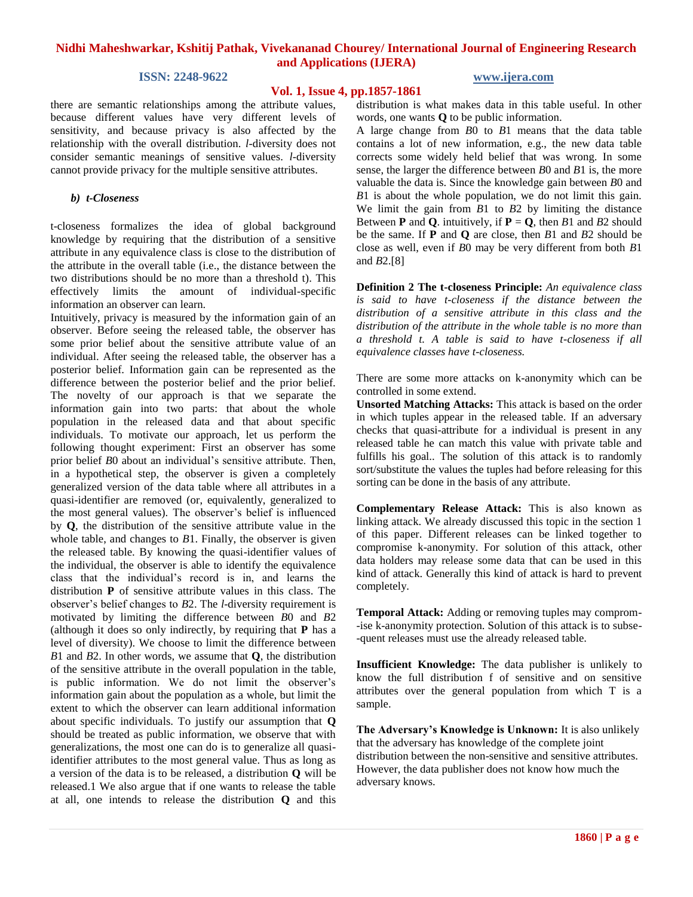there are semantic relationships among the attribute values, because different values have very different levels of sensitivity, and because privacy is also affected by the relationship with the overall distribution. *l*-diversity does not consider semantic meanings of sensitive values. *l*-diversity cannot provide privacy for the multiple sensitive attributes.

### *b) t-Closeness*

t-closeness formalizes the idea of global background knowledge by requiring that the distribution of a sensitive attribute in any equivalence class is close to the distribution of the attribute in the overall table (i.e., the distance between the two distributions should be no more than a threshold t). This effectively limits the amount of individual-specific information an observer can learn.

Intuitively, privacy is measured by the information gain of an observer. Before seeing the released table, the observer has some prior belief about the sensitive attribute value of an individual. After seeing the released table, the observer has a posterior belief. Information gain can be represented as the difference between the posterior belief and the prior belief. The novelty of our approach is that we separate the information gain into two parts: that about the whole population in the released data and that about specific individuals. To motivate our approach, let us perform the following thought experiment: First an observer has some prior belief $B0$ about an individual's sensitive attribute. Then, in a hypothetical step, the observer is given a completely generalized version of the data table where all attributes in a quasi-identifier are removed (or, equivalently, generalized to the most general values). The observer's belief is influenced by **Q**, the distribution of the sensitive attribute value in the whole table, and changes to $B1$. Finally, the observer is given the released table. By knowing the quasi-identifier values of the individual, the observer is able to identify the equivalence class that the individual's record is in, and learns the distribution **P** of sensitive attribute values in this class. The observer's belief changes to $B2$. The *l*-diversity requirement is motivated by limiting the difference between $B0$ and $B2$ (although it does so only indirectly, by requiring that **P** has a level of diversity). We choose to limit the difference between $B1$ and $B2$. In other words, we assume that **Q**, the distribution of the sensitive attribute in the overall population in the table, is public information. We do not limit the observer's information gain about the population as a whole, but limit the extent to which the observer can learn additional information about specific individuals. To justify our assumption that **Q** should be treated as public information, we observe that with generalizations, the most one can do is to generalize all quasi-identifier attributes to the most general value. Thus as long as a version of the data is to be released, a distribution **Q** will be released.1 We also argue that if one wants to release the table at all, one intends to release the distribution **Q** and this distribution is what makes data in this table useful. In other words, one wants **Q** to be public information.

A large change from $B0$ to $B1$ means that the data table contains a lot of new information, e.g., the new data table corrects some widely held belief that was wrong. In some sense, the larger the difference between $B0$ and $B1$ is, the more valuable the data is. Since the knowledge gain between $B0$ and $B1$ is about the whole population, we do not limit this gain. We limit the gain from $B1$ to $B2$ by limiting the distance Between **P** and **Q**. intuitively, if **P** = **Q**, then $B1$ and $B2$ should be the same. If **P** and **Q** are close, then $B1$ and $B2$ should be close as well, even if $B0$ may be very different from both $B1$ and $B2$.[8]

**Definition 2 The t-closeness Principle:** *An equivalence class is said to have t-closeness if the distance between the distribution of a sensitive attribute in this class and the distribution of the attribute in the whole table is no more than a threshold t. A table is said to have t-closeness if all equivalence classes have t-closeness.*

There are some more attacks on k-anonymity which can be controlled in some extend.

**Unsorted Matching Attacks:** This attack is based on the order in which tuples appear in the released table. If an adversary checks that quasi-attribute for a individual is present in any released table he can match this value with private table and fulfills his goal.. The solution of this attack is to randomly sort/substitute the values the tuples had before releasing for this sorting can be done in the basis of any attribute.

**Complementary Release Attack:** This is also known as linking attack. We already discussed this topic in the section 1 of this paper. Different releases can be linked together to compromise k-anonymity. For solution of this attack, other data holders may release some data that can be used in this kind of attack. Generally this kind of attack is hard to prevent completely.

**Temporal Attack:** Adding or removing tuples may comprom--ise k-anonymity protection. Solution of this attack is to subse--quent releases must use the already released table.

**Insufficient Knowledge:** The data publisher is unlikely to know the full distribution f of sensitive and on sensitive attributes over the general population from which T is a sample.

**The Adversary's Knowledge is Unknown:** It is also unlikely that the adversary has knowledge of the complete joint distribution between the non-sensitive and sensitive attributes. However, the data publisher does not know how much the adversary knows.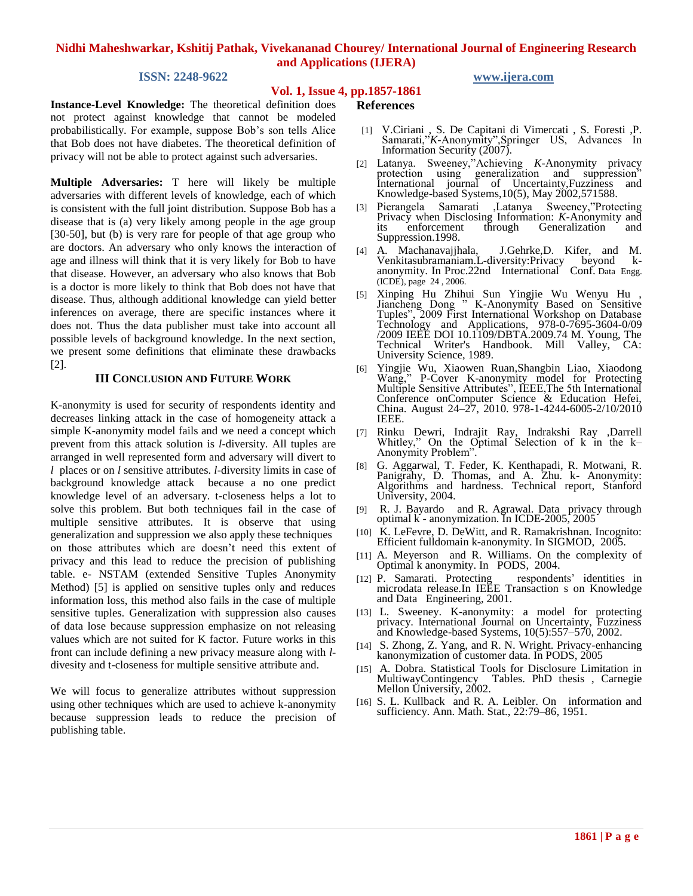**Instance-Level Knowledge:** The theoretical definition does not protect against knowledge that cannot be modeled probabilistically. For example, suppose Bob's son tells Alice that Bob does not have diabetes. The theoretical definition of privacy will not be able to protect against such adversaries.

**Multiple Adversaries:** T here will likely be multiple adversaries with different levels of knowledge, each of which is consistent with the full joint distribution. Suppose Bob has a disease that is (a) very likely among people in the age group [30-50], but (b) is very rare for people of that age group who are doctors. An adversary who only knows the interaction of age and illness will think that it is very likely for Bob to have that disease. However, an adversary who also knows that Bob is a doctor is more likely to think that Bob does not have that disease. Thus, although additional knowledge can yield better inferences on average, there are specific instances where it does not. Thus the data publisher must take into account all possible levels of background knowledge. In the next section, we present some definitions that eliminate these drawbacks [2].

## III Conclusion and Future Work

K-anonymity is used for security of respondents identity and decreases linking attack in the case of homogeneity attack a simple K-anonymity model fails and we need a concept which prevent from this attack solution is *l*-diversity. All tuples are arranged in well represented form and adversary will divert to *l* places or on *l* sensitive attributes. *l*-diversity limits in case of background knowledge attack because a no one predict knowledge level of an adversary. t-closeness helps a lot to solve this problem. But both techniques fail in the case of multiple sensitive attributes. It is observe that using generalization and suppression we also apply these techniques on those attributes which are doesn't need this extent of privacy and this lead to reduce the precision of publishing table. e- NSTAM (extended Sensitive Tuples Anonymity Method) [5] is applied on sensitive tuples only and reduces information loss, this method also fails in the case of multiple sensitive tuples. Generalization with suppression also causes of data lose because suppression emphasize on not releasing values which are not suited for K factor. Future works in this front can include defining a new privacy measure along with *l*-divesity and t-closeness for multiple sensitive attribute and.

We will focus to generalize attributes without suppression using other techniques which are used to achieve k-anonymity because suppression leads to reduce the precision of publishing table.

## References

[1] V.Ciriani , S. De Capitani di Vimercati , S. Foresti ,P. Samarati,"*K*-Anonymity",Springer US, Advances In Information Security (2007).

[2] Latanya. Sweeney,"Achieving *K*-Anonymity privacy protection using generalization and suppression" International journal of Uncertainty,Fuzziness and Knowledge-based Systems,10(5), May 2002,571588.

[3] Pierangela Samarati ,Latanya Sweeney,"Protecting Privacy when Disclosing Information: *K*-Anonymity and its enforcement through Generalization and Suppression.1998.

[4] A. Machanavajjhala, J.Gehrke,D. Kifer, and M. Venkitasubramaniam.L-diversity:Privacy beyond k-anonymity. In Proc.22nd International Conf. Data Engg. (ICDE), page 24 , 2006.

[5] Xinping Hu Zhihui Sun Yingjie Wu Wenyu Hu , Jiancheng Dong " K-Anonymity Based on Sensitive Tuples", 2009 First International Workshop on Database Technology and Applications, 978-0-7695-3604-0/09 /2009 IEEE DOI 10.1109/DBTA.2009.74 M. Young, The Technical Writer's Handbook. Mill Valley, CA: University Science, 1989.

[6] Yingjie Wu, Xiaowen Ruan,Shangbin Liao, Xiaodong Wang," P-Cover K-anonymity model for Protecting Multiple Sensitive Attributes", IEEE,The 5th International Conference onComputer Science & Education Hefei, China. August 24–27, 2010. 978-1-4244-6005-2/10/2010 IEEE.

[7] Rinku Dewri, Indrajit Ray, Indrakshi Ray ,Darrell Whitley," On the Optimal Selection of k in the k–Anonymity Problem".

[8] G. Aggarwal, T. Feder, K. Kenthapadi, R. Motwani, R. Panigrahy, D. Thomas, and A. Zhu. k- Anonymity: Algorithms and hardness. Technical report, Stanford University, 2004.

[9] R. J. Bayardo and R. Agrawal. Data privacy through optimal k - anonymization. In ICDE-2005, 2005

[10] K. LeFevre, D. DeWitt, and R. Ramakrishnan. Incognito: Efficient fulldomain k-anonymity. In SIGMOD, 2005.

[11] A. Meyerson and R. Williams. On the complexity of Optimal k anonymity. In PODS, 2004.

[12] P. Samarati. Protecting respondents' identities in microdata release.In IEEE Transaction s on Knowledge and Data Engineering, 2001.

[13] L. Sweeney. K-anonymity: a model for protecting privacy. International Journal on Uncertainty, Fuzziness and Knowledge-based Systems, 10(5):557–570, 2002.

[14] S. Zhong, Z. Yang, and R. N. Wright. Privacy-enhancing kanonymization of customer data. In PODS, 2005

[15] A. Dobra. Statistical Tools for Disclosure Limitation in MultiwayContingency Tables. PhD thesis , Carnegie Mellon University, 2002.

[16] S. L. Kullback and R. A. Leibler. On information and sufficiency. Ann. Math. Stat., 22:79–86, 1951.